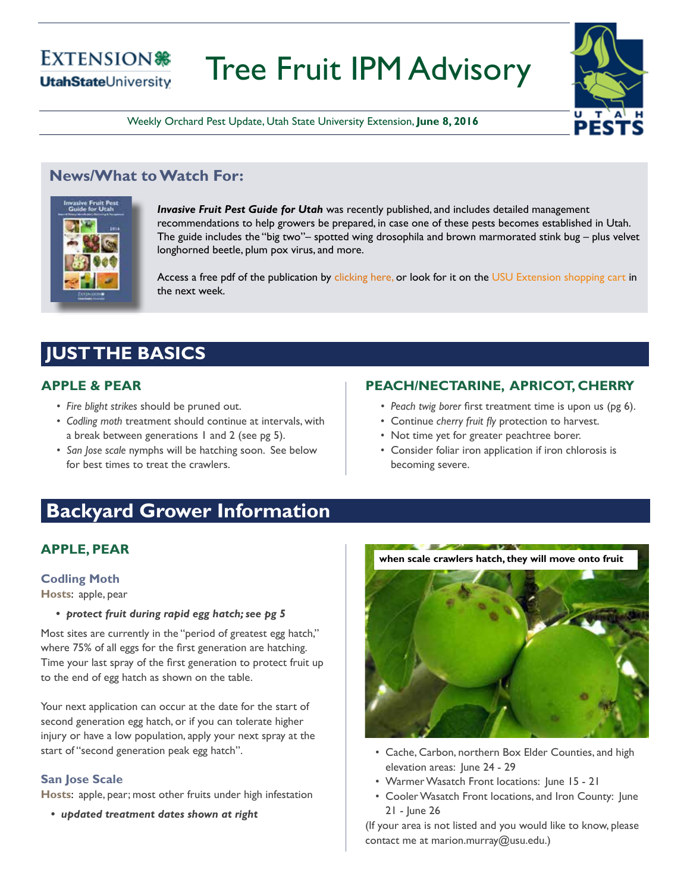# Tree Fruit IPM Advisory

Weekly Orchard Pest Update, Utah State University Extension, **June 8, 2016**

## News/What to Watch For:

***Invasive Fruit Pest Guide for Utah*** was recently published, and includes detailed management recommendations to help growers be prepared, in case one of these pests becomes established in Utah. The guide includes the "big two"– spotted wing drosophila and brown marmorated stink bug – plus velvet longhorned beetle, plum pox virus, and more.

Access a free pdf of the publication by clicking here, or look for it on the USU Extension shopping cart in the next week.

## JUST THE BASICS

### APPLE & PEAR

- *Fire blight strikes* should be pruned out.
- *Codling moth* treatment should continue at intervals, with a break between generations 1 and 2 (see pg 5).
- *San Jose scale* nymphs will be hatching soon. See below for best times to treat the crawlers.

### PEACH/NECTARINE, APRICOT, CHERRY

- *Peach twig borer* first treatment time is upon us (pg 6).
- Continue *cherry fruit fly* protection to harvest.
- Not time yet for greater peachtree borer.
- Consider foliar iron application if iron chlorosis is becoming severe.

## Backyard Grower Information

### APPLE, PEAR

#### Codling Moth

**Hosts**: apple, pear

- ***protect fruit during rapid egg hatch; see pg 5***

Most sites are currently in the "period of greatest egg hatch," where 75% of all eggs for the first generation are hatching. Time your last spray of the first generation to protect fruit up to the end of egg hatch as shown on the table.

Your next application can occur at the date for the start of second generation egg hatch, or if you can tolerate higher injury or have a low population, apply your next spray at the start of "second generation peak egg hatch".

#### San Jose Scale

**Hosts**: apple, pear; most other fruits under high infestation

- ***updated treatment dates shown at right***

when scale crawlers hatch, they will move onto fruit

- Cache, Carbon, northern Box Elder Counties, and high elevation areas: June 24 - 29
- Warmer Wasatch Front locations: June 15 - 21
- Cooler Wasatch Front locations, and Iron County: June 21 - June 26

(If your area is not listed and you would like to know, please contact me at marion.murray@usu.edu.)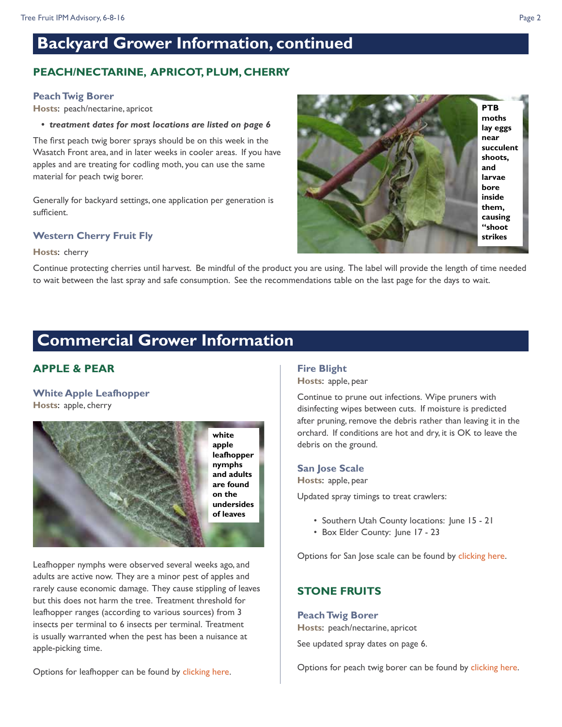# Backyard Grower Information, continued

## PEACH/NECTARINE, APRICOT, PLUM, CHERRY

### Peach Twig Borer

**Hosts**: peach/nectarine, apricot

- ***treatment dates for most locations are listed on page 6***

The first peach twig borer sprays should be on this week in the Wasatch Front area, and in later weeks in cooler areas. If you have apples and are treating for codling moth, you can use the same material for peach twig borer.

Generally for backyard settings, one application per generation is sufficient.

**PTB moths lay eggs near succulent shoots, and larvae bore inside them, causing "shoot strikes**

### Western Cherry Fruit Fly

**Hosts**: cherry

Continue protecting cherries until harvest. Be mindful of the product you are using. The label will provide the length of time needed to wait between the last spray and safe consumption. See the recommendations table on the last page for the days to wait.

# Commercial Grower Information

## APPLE & PEAR

### White Apple Leafhopper

**Hosts**: apple, cherry

**white apple leafhopper nymphs and adults are found on the undersides of leaves**

Leafhopper nymphs were observed several weeks ago, and adults are active now. They are a minor pest of apples and rarely cause economic damage. They cause stippling of leaves but this does not harm the tree. Treatment threshold for leafhopper ranges (according to various sources) from 3 insects per terminal to 6 insects per terminal. Treatment is usually warranted when the pest has been a nuisance at apple-picking time.

Options for leafhopper can be found by clicking here.

### Fire Blight

**Hosts**: apple, pear

Continue to prune out infections. Wipe pruners with disinfecting wipes between cuts. If moisture is predicted after pruning, remove the debris rather than leaving it in the orchard. If conditions are hot and dry, it is OK to leave the debris on the ground.

### San Jose Scale

**Hosts**: apple, pear

Updated spray timings to treat crawlers:

- Southern Utah County locations: June 15 - 21
- Box Elder County: June 17 - 23

Options for San Jose scale can be found by clicking here.

## STONE FRUITS

### Peach Twig Borer

**Hosts**: peach/nectarine, apricot

See updated spray dates on page 6.

Options for peach twig borer can be found by clicking here.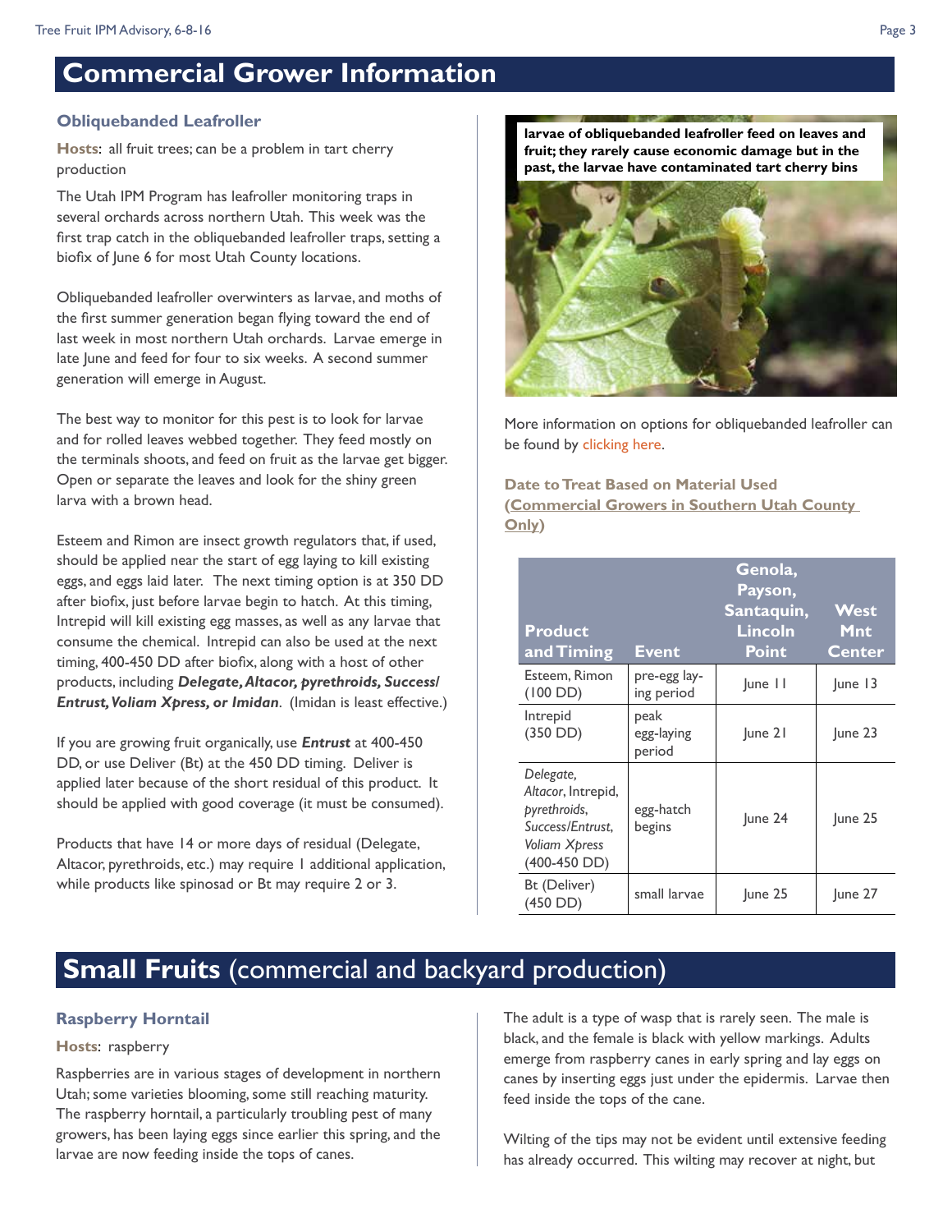# Commercial Grower Information

### Obliquebanded Leafroller

**Hosts**: all fruit trees; can be a problem in tart cherry production

The Utah IPM Program has leafroller monitoring traps in several orchards across northern Utah. This week was the first trap catch in the obliquebanded leafroller traps, setting a biofix of June 6 for most Utah County locations.

Obliquebanded leafroller overwinters as larvae, and moths of the first summer generation began flying toward the end of last week in most northern Utah orchards. Larvae emerge in late June and feed for four to six weeks. A second summer generation will emerge in August.

The best way to monitor for this pest is to look for larvae and for rolled leaves webbed together. They feed mostly on the terminals shoots, and feed on fruit as the larvae get bigger. Open or separate the leaves and look for the shiny green larva with a brown head.

Esteem and Rimon are insect growth regulators that, if used, should be applied near the start of egg laying to kill existing eggs, and eggs laid later. The next timing option is at 350 DD after biofix, just before larvae begin to hatch. At this timing, Intrepid will kill existing egg masses, as well as any larvae that consume the chemical. Intrepid can also be used at the next timing, 400-450 DD after biofix, along with a host of other products, including ***Delegate, Altacor, pyrethroids, Success/ Entrust, Voliam Xpress, or Imidan***. (Imidan is least effective.)

If you are growing fruit organically, use ***Entrust*** at 400-450 DD, or use Deliver (Bt) at the 450 DD timing. Deliver is applied later because of the short residual of this product. It should be applied with good coverage (it must be consumed).

Products that have 14 or more days of residual (Delegate, Altacor, pyrethroids, etc.) may require 1 additional application, while products like spinosad or Bt may require 2 or 3.

**larvae of obliquebanded leafroller feed on leaves and fruit; they rarely cause economic damage but in the past, the larvae have contaminated tart cherry bins**

More information on options for obliquebanded leafroller can be found by clicking here.

**Date to Treat Based on Material Used (Commercial Growers in Southern Utah County Only)**

| Product and Timing | Event | Genola, Payson, Santaquin, Lincoln Point | West Mnt Center |
|---|---|---|---|
| Esteem, Rimon (100 DD) | pre-egg laying period | June 11 | June 13 |
| Intrepid (350 DD) | peak egg-laying period | June 21 | June 23 |
| *Delegate, Altacor*, Intrepid, *pyrethroids, Success/Entrust, Voliam Xpress* (400-450 DD) | egg-hatch begins | June 24 | June 25 |
| Bt (Deliver) (450 DD) | small larvae | June 25 | June 27 |

# Small Fruits (commercial and backyard production)

### Raspberry Horntail

**Hosts**: raspberry

Raspberries are in various stages of development in northern Utah; some varieties blooming, some still reaching maturity. The raspberry horntail, a particularly troubling pest of many growers, has been laying eggs since earlier this spring, and the larvae are now feeding inside the tops of canes.

The adult is a type of wasp that is rarely seen. The male is black, and the female is black with yellow markings. Adults emerge from raspberry canes in early spring and lay eggs on canes by inserting eggs just under the epidermis. Larvae then feed inside the tops of the cane.

Wilting of the tips may not be evident until extensive feeding has already occurred. This wilting may recover at night, but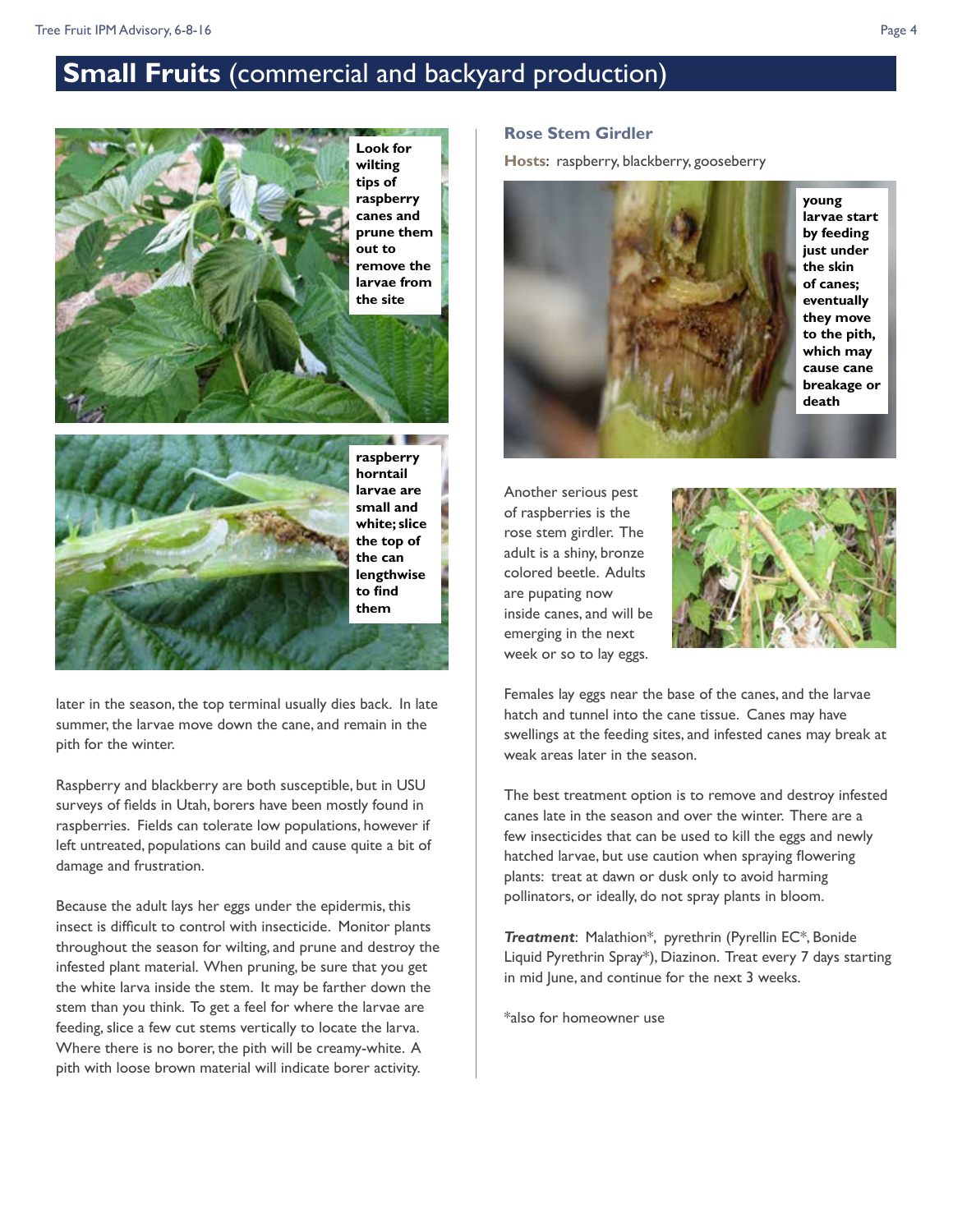## Small Fruits (commercial and backyard production)

Look for wilting tips of raspberry canes and prune them out to remove the larvae from the site

raspberry horntail larvae are small and white; slice the top of the can lengthwise to find them

later in the season, the top terminal usually dies back. In late summer, the larvae move down the cane, and remain in the pith for the winter.

Raspberry and blackberry are both susceptible, but in USU surveys of fields in Utah, borers have been mostly found in raspberries. Fields can tolerate low populations, however if left untreated, populations can build and cause quite a bit of damage and frustration.

Because the adult lays her eggs under the epidermis, this insect is difficult to control with insecticide. Monitor plants throughout the season for wilting, and prune and destroy the infested plant material. When pruning, be sure that you get the white larva inside the stem. It may be farther down the stem than you think. To get a feel for where the larvae are feeding, slice a few cut stems vertically to locate the larva. Where there is no borer, the pith will be creamy-white. A pith with loose brown material will indicate borer activity.

### Rose Stem Girdler

**Hosts**: raspberry, blackberry, gooseberry

young larvae start by feeding just under the skin of canes; eventually they move to the pith, which may cause cane breakage or death

Another serious pest of raspberries is the rose stem girdler. The adult is a shiny, bronze colored beetle. Adults are pupating now inside canes, and will be emerging in the next week or so to lay eggs.

Females lay eggs near the base of the canes, and the larvae hatch and tunnel into the cane tissue. Canes may have swellings at the feeding sites, and infested canes may break at weak areas later in the season.

The best treatment option is to remove and destroy infested canes late in the season and over the winter. There are a few insecticides that can be used to kill the eggs and newly hatched larvae, but use caution when spraying flowering plants: treat at dawn or dusk only to avoid harming pollinators, or ideally, do not spray plants in bloom.

***Treatment***: Malathion*, pyrethrin (Pyrellin EC*, Bonide Liquid Pyrethrin Spray*), Diazinon. Treat every 7 days starting in mid June, and continue for the next 3 weeks.

*also for homeowner use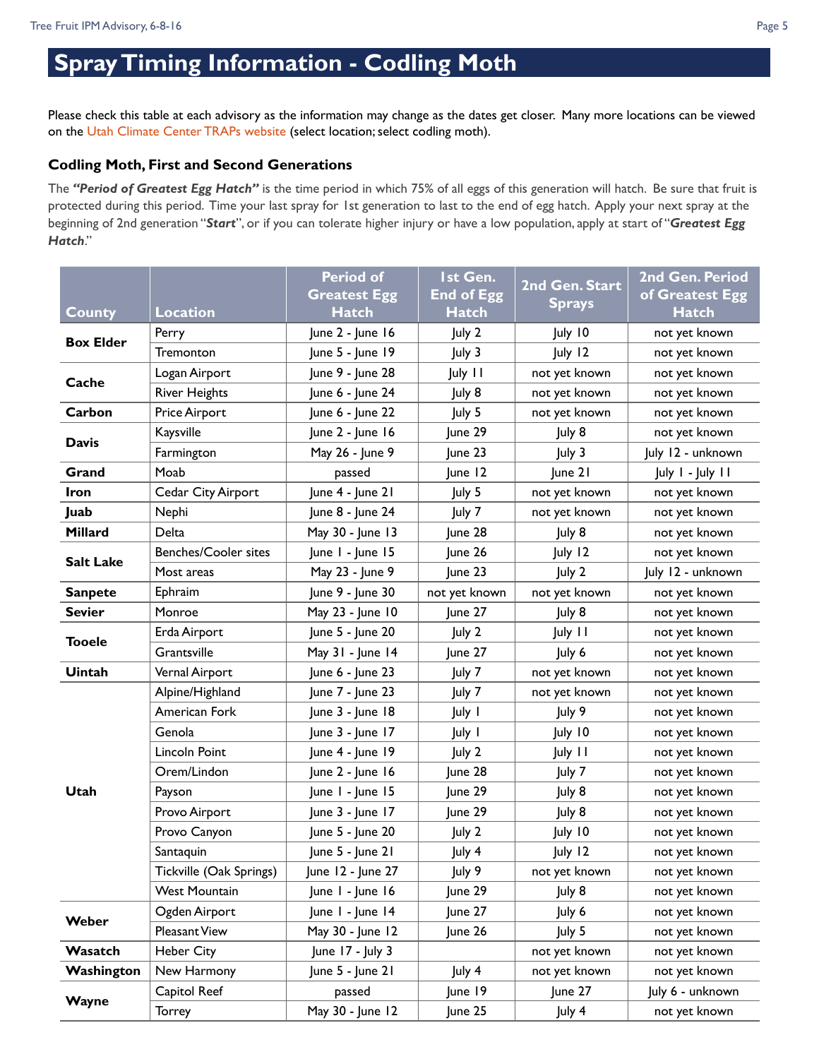# Spray Timing Information - Codling Moth

Please check this table at each advisory as the information may change as the dates get closer. Many more locations can be viewed on the Utah Climate Center TRAPs website (select location; select codling moth).

### Codling Moth, First and Second Generations

The ***"Period of Greatest Egg Hatch"*** is the time period in which 75% of all eggs of this generation will hatch. Be sure that fruit is protected during this period. Time your last spray for 1st generation to last to the end of egg hatch. Apply your next spray at the beginning of 2nd generation "***Start***", or if you can tolerate higher injury or have a low population, apply at start of "***Greatest Egg Hatch***."

| County | Location | Period of Greatest Egg Hatch | 1st Gen. End of Egg Hatch | 2nd Gen. Start Sprays | 2nd Gen. Period of Greatest Egg Hatch |
|---|---|---|---|---|---|
| **Box Elder** | Perry | June 2 - June 16 | July 2 | July 10 | not yet known |
| | Tremonton | June 5 - June 19 | July 3 | July 12 | not yet known |
| **Cache** | Logan Airport | June 9 - June 28 | July 11 | not yet known | not yet known |
| | River Heights | June 6 - June 24 | July 8 | not yet known | not yet known |
| **Carbon** | Price Airport | June 6 - June 22 | July 5 | not yet known | not yet known |
| **Davis** | Kaysville | June 2 - June 16 | June 29 | July 8 | not yet known |
| | Farmington | May 26 - June 9 | June 23 | July 3 | July 12 - unknown |
| **Grand** | Moab | passed | June 12 | June 21 | July 1 - July 11 |
| **Iron** | Cedar City Airport | June 4 - June 21 | July 5 | not yet known | not yet known |
| **Juab** | Nephi | June 8 - June 24 | July 7 | not yet known | not yet known |
| **Millard** | Delta | May 30 - June 13 | June 28 | July 8 | not yet known |
| **Salt Lake** | Benches/Cooler sites | June 1 - June 15 | June 26 | July 12 | not yet known |
| | Most areas | May 23 - June 9 | June 23 | July 2 | July 12 - unknown |
| **Sanpete** | Ephraim | June 9 - June 30 | not yet known | not yet known | not yet known |
| **Sevier** | Monroe | May 23 - June 10 | June 27 | July 8 | not yet known |
| **Tooele** | Erda Airport | June 5 - June 20 | July 2 | July 11 | not yet known |
| | Grantsville | May 31 - June 14 | June 27 | July 6 | not yet known |
| **Uintah** | Vernal Airport | June 6 - June 23 | July 7 | not yet known | not yet known |
| **Utah** | Alpine/Highland | June 7 - June 23 | July 7 | not yet known | not yet known |
| | American Fork | June 3 - June 18 | July 1 | July 9 | not yet known |
| | Genola | June 3 - June 17 | July 1 | July 10 | not yet known |
| | Lincoln Point | June 4 - June 19 | July 2 | July 11 | not yet known |
| | Orem/Lindon | June 2 - June 16 | June 28 | July 7 | not yet known |
| | Payson | June 1 - June 15 | June 29 | July 8 | not yet known |
| | Provo Airport | June 3 - June 17 | June 29 | July 8 | not yet known |
| | Provo Canyon | June 5 - June 20 | July 2 | July 10 | not yet known |
| | Santaquin | June 5 - June 21 | July 4 | July 12 | not yet known |
| | Tickville (Oak Springs) | June 12 - June 27 | July 9 | not yet known | not yet known |
| | West Mountain | June 1 - June 16 | June 29 | July 8 | not yet known |
| **Weber** | Ogden Airport | June 1 - June 14 | June 27 | July 6 | not yet known |
| | Pleasant View | May 30 - June 12 | June 26 | July 5 | not yet known |
| **Wasatch** | Heber City | June 17 - July 3 | | not yet known | not yet known |
| **Washington** | New Harmony | June 5 - June 21 | July 4 | not yet known | not yet known |
| **Wayne** | Capitol Reef | passed | June 19 | June 27 | July 6 - unknown |
| | Torrey | May 30 - June 12 | June 25 | July 4 | not yet known |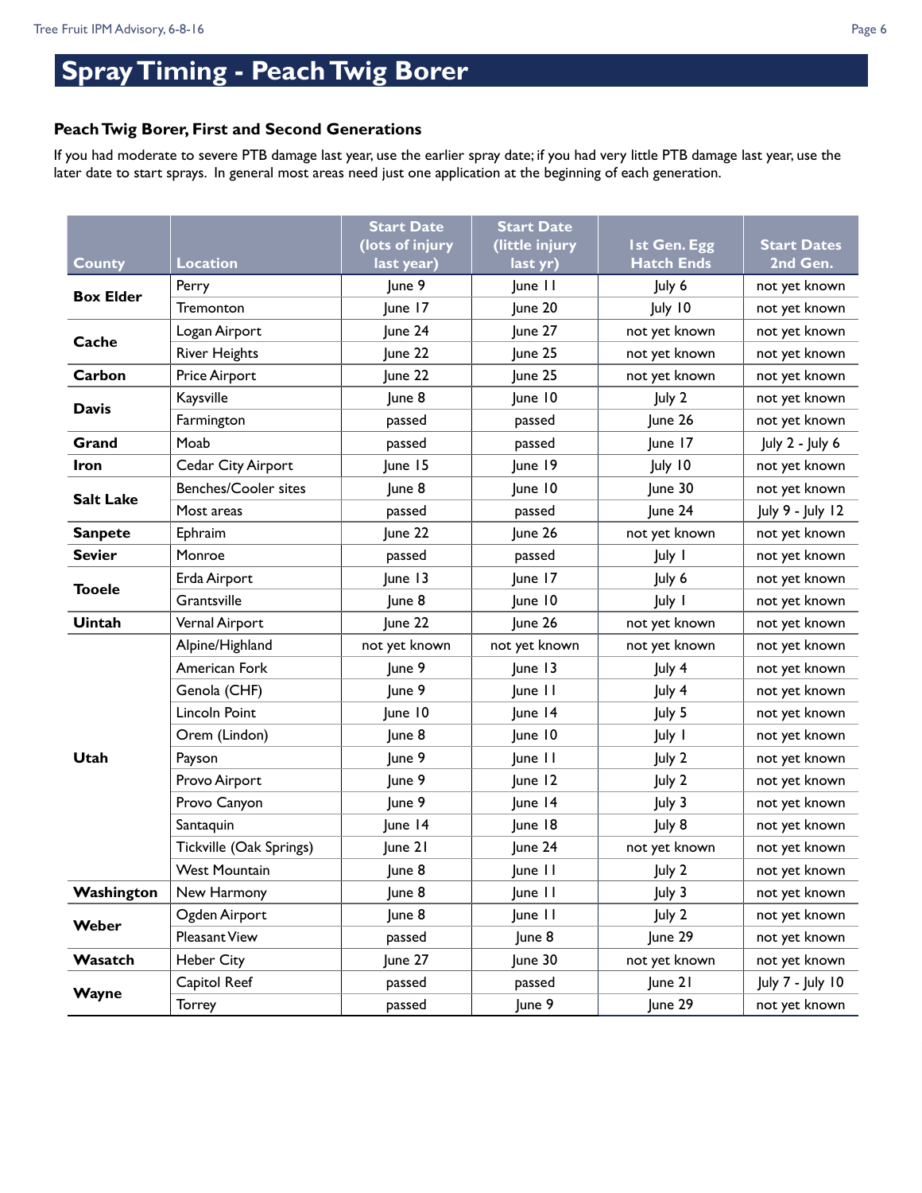# Spray Timing - Peach Twig Borer

### Peach Twig Borer, First and Second Generations

If you had moderate to severe PTB damage last year, use the earlier spray date; if you had very little PTB damage last year, use the later date to start sprays. In general most areas need just one application at the beginning of each generation.

| County | Location | Start Date (lots of injury last year) | Start Date (little injury last yr) | 1st Gen. Egg Hatch Ends | Start Dates 2nd Gen. |
|---|---|---|---|---|---|
| **Box Elder** | Perry | June 9 | June 11 | July 6 | not yet known |
| | Tremonton | June 17 | June 20 | July 10 | not yet known |
| **Cache** | Logan Airport | June 24 | June 27 | not yet known | not yet known |
| | River Heights | June 22 | June 25 | not yet known | not yet known |
| **Carbon** | Price Airport | June 22 | June 25 | not yet known | not yet known |
| **Davis** | Kaysville | June 8 | June 10 | July 2 | not yet known |
| | Farmington | passed | passed | June 26 | not yet known |
| **Grand** | Moab | passed | passed | June 17 | July 2 - July 6 |
| **Iron** | Cedar City Airport | June 15 | June 19 | July 10 | not yet known |
| **Salt Lake** | Benches/Cooler sites | June 8 | June 10 | June 30 | not yet known |
| | Most areas | passed | passed | June 24 | July 9 - July 12 |
| **Sanpete** | Ephraim | June 22 | June 26 | not yet known | not yet known |
| **Sevier** | Monroe | passed | passed | July 1 | not yet known |
| **Tooele** | Erda Airport | June 13 | June 17 | July 6 | not yet known |
| | Grantsville | June 8 | June 10 | July 1 | not yet known |
| **Uintah** | Vernal Airport | June 22 | June 26 | not yet known | not yet known |
| **Utah** | Alpine/Highland | not yet known | not yet known | not yet known | not yet known |
| | American Fork | June 9 | June 13 | July 4 | not yet known |
| | Genola (CHF) | June 9 | June 11 | July 4 | not yet known |
| | Lincoln Point | June 10 | June 14 | July 5 | not yet known |
| | Orem (Lindon) | June 8 | June 10 | July 1 | not yet known |
| | Payson | June 9 | June 11 | July 2 | not yet known |
| | Provo Airport | June 9 | June 12 | July 2 | not yet known |
| | Provo Canyon | June 9 | June 14 | July 3 | not yet known |
| | Santaquin | June 14 | June 18 | July 8 | not yet known |
| | Tickville (Oak Springs) | June 21 | June 24 | not yet known | not yet known |
| | West Mountain | June 8 | June 11 | July 2 | not yet known |
| **Washington** | New Harmony | June 8 | June 11 | July 3 | not yet known |
| **Weber** | Ogden Airport | June 8 | June 11 | July 2 | not yet known |
| | Pleasant View | passed | June 8 | June 29 | not yet known |
| **Wasatch** | Heber City | June 27 | June 30 | not yet known | not yet known |
| **Wayne** | Capitol Reef | passed | passed | June 21 | July 7 - July 10 |
| | Torrey | passed | June 9 | June 29 | not yet known |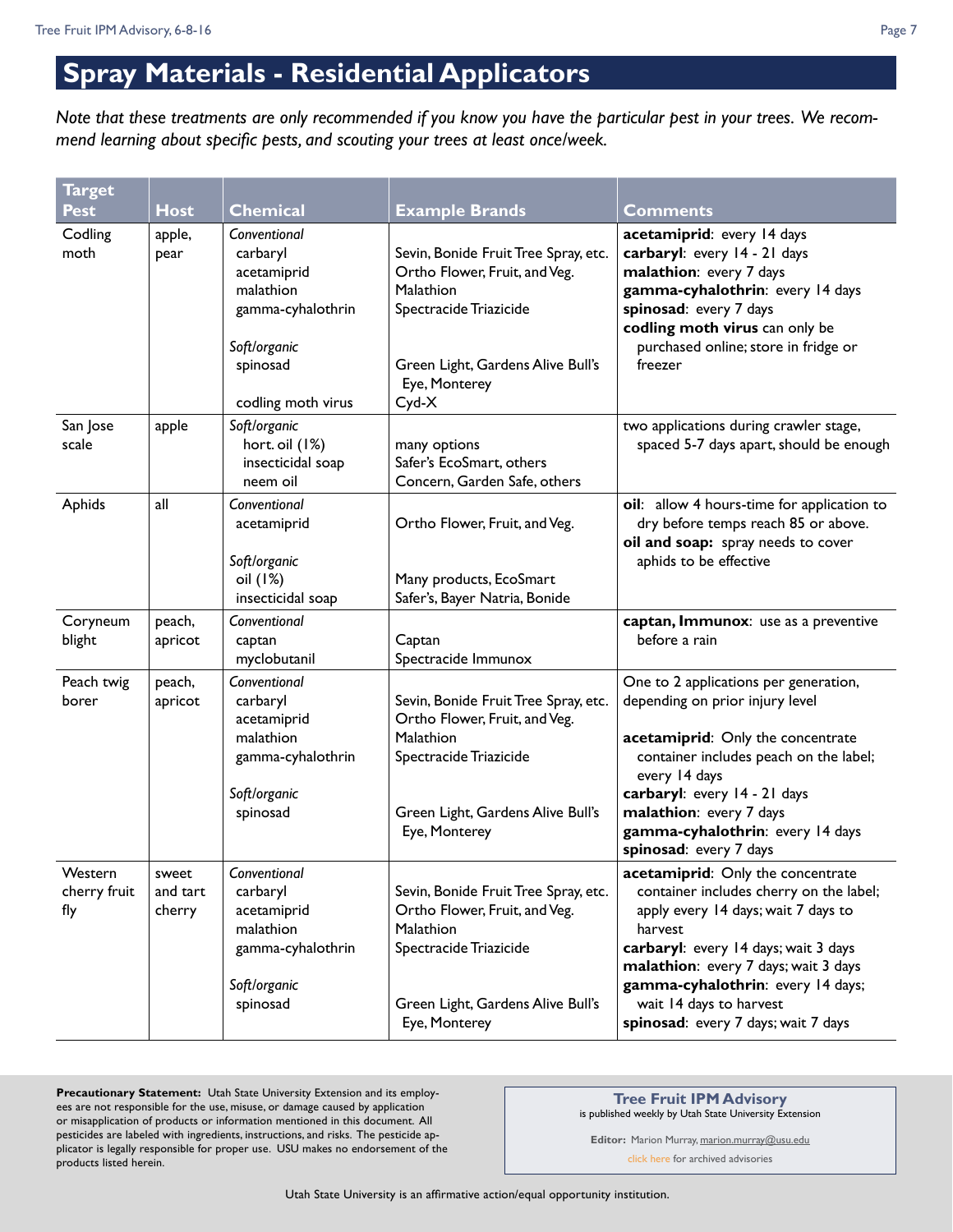# Spray Materials - Residential Applicators

*Note that these treatments are only recommended if you know you have the particular pest in your trees. We recommend learning about specific pests, and scouting your trees at least once/week.*

| Target Pest | Host | Chemical | Example Brands | Comments |
|---|---|---|---|---|
| Codling moth | apple, pear | *Conventional*<br>carbaryl<br>acetamiprid<br>malathion<br>gamma-cyhalothrin<br><br>*Soft/organic*<br>spinosad<br><br>codling moth virus | <br>Sevin, Bonide Fruit Tree Spray, etc.<br>Ortho Flower, Fruit, and Veg.<br>Malathion<br>Spectracide Triazicide<br><br><br>Green Light, Gardens Alive Bull's Eye, Monterey<br>Cyd-X | **acetamiprid**: every 14 days<br>**carbaryl**: every 14 - 21 days<br>**malathion**: every 7 days<br>**gamma-cyhalothrin**: every 14 days<br>**spinosad**: every 7 days<br>**codling moth virus** can only be purchased online; store in fridge or freezer |
| San Jose scale | apple | *Soft/organic*<br>hort. oil (1%)<br>insecticidal soap<br>neem oil | <br>many options<br>Safer's EcoSmart, others<br>Concern, Garden Safe, others | two applications during crawler stage, spaced 5-7 days apart, should be enough |
| Aphids | all | *Conventional*<br>acetamiprid<br><br>*Soft/organic*<br>oil (1%)<br>insecticidal soap | <br>Ortho Flower, Fruit, and Veg.<br><br><br>Many products, EcoSmart<br>Safer's, Bayer Natria, Bonide | **oil**: allow 4 hours-time for application to dry before temps reach 85 or above.<br>**oil and soap:** spray needs to cover aphids to be effective |
| Coryneum blight | peach, apricot | *Conventional*<br>captan<br>myclobutanil | <br>Captan<br>Spectracide Immunox | **captan, Immunox**: use as a preventive before a rain |
| Peach twig borer | peach, apricot | *Conventional*<br>carbaryl<br>acetamiprid<br>malathion<br>gamma-cyhalothrin<br><br>*Soft/organic*<br>spinosad | <br>Sevin, Bonide Fruit Tree Spray, etc.<br>Ortho Flower, Fruit, and Veg.<br>Malathion<br>Spectracide Triazicide<br><br><br>Green Light, Gardens Alive Bull's Eye, Monterey | One to 2 applications per generation, depending on prior injury level<br><br>**acetamiprid**: Only the concentrate container includes peach on the label; every 14 days<br>**carbaryl**: every 14 - 21 days<br>**malathion**: every 7 days<br>**gamma-cyhalothrin**: every 14 days<br>**spinosad**: every 7 days |
| Western cherry fruit fly | sweet and tart cherry | *Conventional*<br>carbaryl<br>acetamiprid<br>malathion<br>gamma-cyhalothrin<br><br>*Soft/organic*<br>spinosad | <br>Sevin, Bonide Fruit Tree Spray, etc.<br>Ortho Flower, Fruit, and Veg.<br>Malathion<br>Spectracide Triazicide<br><br><br>Green Light, Gardens Alive Bull's Eye, Monterey | **acetamiprid**: Only the concentrate container includes cherry on the label; apply every 14 days; wait 7 days to harvest<br>**carbaryl**: every 14 days; wait 3 days<br>**malathion**: every 7 days; wait 3 days<br>**gamma-cyhalothrin**: every 14 days; wait 14 days to harvest<br>**spinosad**: every 7 days; wait 7 days |

**Precautionary Statement:** Utah State University Extension and its employees are not responsible for the use, misuse, or damage caused by application or misapplication of products or information mentioned in this document. All pesticides are labeled with ingredients, instructions, and risks. The pesticide applicator is legally responsible for proper use. USU makes no endorsement of the products listed herein.

**Tree Fruit IPM Advisory**
is published weekly by Utah State University Extension

**Editor:** Marion Murray, marion.murray@usu.edu

click here for archived advisories

Utah State University is an affirmative action/equal opportunity institution.